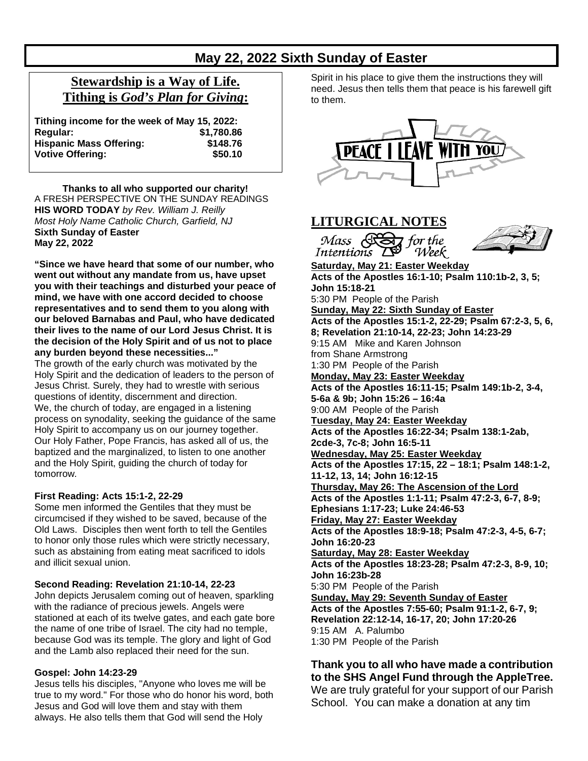# May 22, 2022 Sixth Sunday of Easter

## Stewardship is a Way of Life. Tithing is *God's Plan for Giving*:

**Tithing income for the week of May 15, 2022:**

| | |
|---|---|
| **Regular:** | **$1,780.86** |
| **Hispanic Mass Offering:** | **$148.76** |
| **Votive Offering:** | **$50.10** |

**Thanks to all who supported our charity!**

A FRESH PERSPECTIVE ON THE SUNDAY READINGS
**HIS WORD TODAY** *by Rev. William J. Reilly*
*Most Holy Name Catholic Church, Garfield, NJ*
**Sixth Sunday of Easter**
**May 22, 2022**

**"Since we have heard that some of our number, who went out without any mandate from us, have upset you with their teachings and disturbed your peace of mind, we have with one accord decided to choose representatives and to send them to you along with our beloved Barnabas and Paul, who have dedicated their lives to the name of our Lord Jesus Christ. It is the decision of the Holy Spirit and of us not to place any burden beyond these necessities..."**

The growth of the early church was motivated by the Holy Spirit and the dedication of leaders to the person of Jesus Christ. Surely, they had to wrestle with serious questions of identity, discernment and direction.

We, the church of today, are engaged in a listening process on synodality, seeking the guidance of the same Holy Spirit to accompany us on our journey together. Our Holy Father, Pope Francis, has asked all of us, the baptized and the marginalized, to listen to one another and the Holy Spirit, guiding the church of today for tomorrow.

**First Reading: Acts 15:1-2, 22-29**

Some men informed the Gentiles that they must be circumcised if they wished to be saved, because of the Old Laws. Disciples then went forth to tell the Gentiles to honor only those rules which were strictly necessary, such as abstaining from eating meat sacrificed to idols and illicit sexual union.

**Second Reading: Revelation 21:10-14, 22-23**

John depicts Jerusalem coming out of heaven, sparkling with the radiance of precious jewels. Angels were stationed at each of its twelve gates, and each gate bore the name of one tribe of Israel. The city had no temple, because God was its temple. The glory and light of God and the Lamb also replaced their need for the sun.

**Gospel: John 14:23-29**

Jesus tells his disciples, "Anyone who loves me will be true to my word." For those who do honor his word, both Jesus and God will love them and stay with them always. He also tells them that God will send the Holy Spirit in his place to give them the instructions they will need. Jesus then tells them that peace is his farewell gift to them.

PEACE I LEAVE WITH YOU

## LITURGICAL NOTES

*Mass Intentions for the Week*

**Saturday, May 21: Easter Weekday**
**Acts of the Apostles 16:1-10; Psalm 110:1b-2, 3, 5; John 15:18-21**
5:30 PM People of the Parish

**Sunday, May 22: Sixth Sunday of Easter**
**Acts of the Apostles 15:1-2, 22-29; Psalm 67:2-3, 5, 6, 8; Revelation 21:10-14, 22-23; John 14:23-29**
9:15 AM Mike and Karen Johnson from Shane Armstrong
1:30 PM People of the Parish

**Monday, May 23: Easter Weekday**
**Acts of the Apostles 16:11-15; Psalm 149:1b-2, 3-4, 5-6a & 9b; John 15:26 – 16:4a**
9:00 AM People of the Parish

**Tuesday, May 24: Easter Weekday**
**Acts of the Apostles 16:22-34; Psalm 138:1-2ab, 2cde-3, 7c-8; John 16:5-11**

**Wednesday, May 25: Easter Weekday**
**Acts of the Apostles 17:15, 22 – 18:1; Psalm 148:1-2, 11-12, 13, 14; John 16:12-15**

**Thursday, May 26: The Ascension of the Lord**
**Acts of the Apostles 1:1-11; Psalm 47:2-3, 6-7, 8-9; Ephesians 1:17-23; Luke 24:46-53**

**Friday, May 27: Easter Weekday**
**Acts of the Apostles 18:9-18; Psalm 47:2-3, 4-5, 6-7; John 16:20-23**

**Saturday, May 28: Easter Weekday**
**Acts of the Apostles 18:23-28; Psalm 47:2-3, 8-9, 10; John 16:23b-28**
5:30 PM People of the Parish

**Sunday, May 29: Seventh Sunday of Easter**
**Acts of the Apostles 7:55-60; Psalm 91:1-2, 6-7, 9; Revelation 22:12-14, 16-17, 20; John 17:20-26**
9:15 AM A. Palumbo
1:30 PM People of the Parish

**Thank you to all who have made a contribution to the SHS Angel Fund through the AppleTree.**
We are truly grateful for your support of our Parish School. You can make a donation at any tim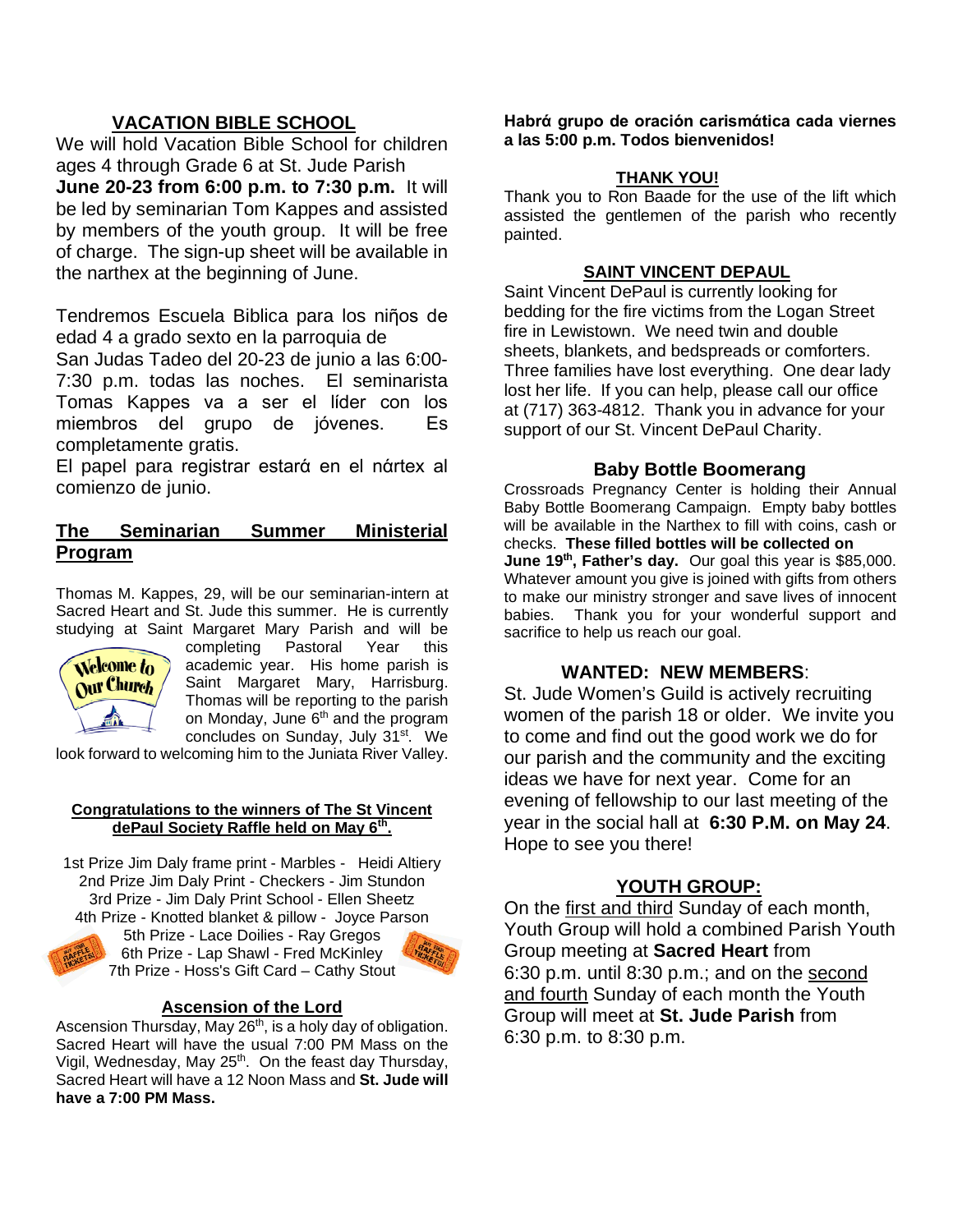## VACATION BIBLE SCHOOL

We will hold Vacation Bible School for children ages 4 through Grade 6 at St. Jude Parish **June 20-23 from 6:00 p.m. to 7:30 p.m.** It will be led by seminarian Tom Kappes and assisted by members of the youth group. It will be free of charge. The sign-up sheet will be available in the narthex at the beginning of June.

Tendremos Escuela Biblica para los niῆos de edad 4 a grado sexto en la parroquia de San Judas Tadeo del 20-23 de junio a las 6:00-7:30 p.m. todas las noches. El seminarista Tomas Kappes va a ser el líder con los miembros del grupo de jóvenes. Es completamente gratis.

El papel para registrar estaά en el nάrtex al comienzo de junio.

## The Seminarian Summer Ministerial Program

Thomas M. Kappes, 29, will be our seminarian-intern at Sacred Heart and St. Jude this summer. He is currently studying at Saint Margaret Mary Parish and will be completing Pastoral Year this academic year. His home parish is Saint Margaret Mary, Harrisburg. Thomas will be reporting to the parish on Monday, June 6th and the program concludes on Sunday, July 31st. We look forward to welcoming him to the Juniata River Valley.

### Congratulations to the winners of The St Vincent dePaul Society Raffle held on May 6th.

1st Prize Jim Daly frame print - Marbles - Heidi Altiery
2nd Prize Jim Daly Print - Checkers - Jim Stundon
3rd Prize - Jim Daly Print School - Ellen Sheetz
4th Prize - Knotted blanket & pillow - Joyce Parson
5th Prize - Lace Doilies - Ray Gregos
6th Prize - Lap Shawl - Fred McKinley
7th Prize - Hoss's Gift Card – Cathy Stout

## Ascension of the Lord

Ascension Thursday, May 26th, is a holy day of obligation. Sacred Heart will have the usual 7:00 PM Mass on the Vigil, Wednesday, May 25th. On the feast day Thursday, Sacred Heart will have a 12 Noon Mass and **St. Jude will have a 7:00 PM Mass.**

**Habrά grupo de oración carismάtica cada viernes a las 5:00 p.m. Todos bienvenidos!**

## THANK YOU!

Thank you to Ron Baade for the use of the lift which assisted the gentlemen of the parish who recently painted.

## SAINT VINCENT DEPAUL

Saint Vincent DePaul is currently looking for bedding for the fire victims from the Logan Street fire in Lewistown. We need twin and double sheets, blankets, and bedspreads or comforters. Three families have lost everything. One dear lady lost her life. If you can help, please call our office at (717) 363-4812. Thank you in advance for your support of our St. Vincent DePaul Charity.

## Baby Bottle Boomerang

Crossroads Pregnancy Center is holding their Annual Baby Bottle Boomerang Campaign. Empty baby bottles will be available in the Narthex to fill with coins, cash or checks. **These filled bottles will be collected on June 19th, Father's day.** Our goal this year is $85,000. Whatever amount you give is joined with gifts from others to make our ministry stronger and save lives of innocent babies. Thank you for your wonderful support and sacrifice to help us reach our goal.

## WANTED: NEW MEMBERS:

St. Jude Women's Guild is actively recruiting women of the parish 18 or older. We invite you to come and find out the good work we do for our parish and the community and the exciting ideas we have for next year. Come for an evening of fellowship to our last meeting of the year in the social hall at **6:30 P.M. on May 24**. Hope to see you there!

## YOUTH GROUP:

On the first and third Sunday of each month, Youth Group will hold a combined Parish Youth Group meeting at **Sacred Heart** from 6:30 p.m. until 8:30 p.m.; and on the second and fourth Sunday of each month the Youth Group will meet at **St. Jude Parish** from 6:30 p.m. to 8:30 p.m.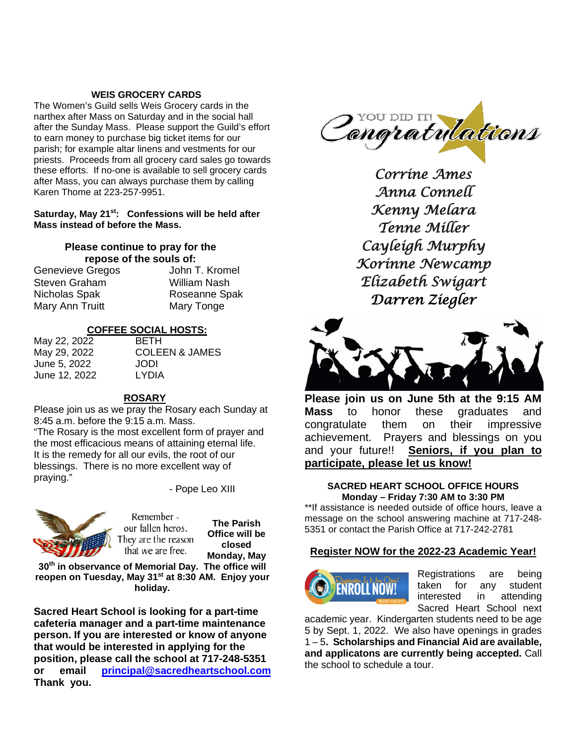## WEIS GROCERY CARDS

The Women's Guild sells Weis Grocery cards in the narthex after Mass on Saturday and in the social hall after the Sunday Mass. Please support the Guild's effort to earn money to purchase big ticket items for our parish; for example altar linens and vestments for our priests. Proceeds from all grocery card sales go towards these efforts. If no-one is available to sell grocery cards after Mass, you can always purchase them by calling Karen Thome at 223-257-9951.

**Saturday, May 21st: Confessions will be held after Mass instead of before the Mass.**

### Please continue to pray for the repose of the souls of:

| | |
|---|---|
| Genevieve Gregos | John T. Kromel |
| Steven Graham | William Nash |
| Nicholas Spak | Roseanne Spak |
| Mary Ann Truitt | Mary Tonge |

### COFFEE SOCIAL HOSTS:

| | |
|---|---|
| May 22, 2022 | BETH |
| May 29, 2022 | COLEEN & JAMES |
| June 5, 2022 | JODI |
| June 12, 2022 | LYDIA |

### ROSARY

Please join us as we pray the Rosary each Sunday at 8:45 a.m. before the 9:15 a.m. Mass.

"The Rosary is the most excellent form of prayer and the most efficacious means of attaining eternal life. It is the remedy for all our evils, the root of our blessings. There is no more excellent way of praying."

- Pope Leo XIII

Remember - our fallen heros. They are the reason that we are free.

**The Parish Office will be closed Monday, May 30th in observance of Memorial Day. The office will reopen on Tuesday, May 31st at 8:30 AM. Enjoy your holiday.**

**Sacred Heart School is looking for a part-time cafeteria manager and a part-time maintenance person. If you are interested or know of anyone that would be interested in applying for the position, please call the school at 717-248-5351 or email principal@sacredheartschool.com Thank you.**

YOU DID IT! Congratulations

*Corrine Ames*
*Anna Connell*
*Kenny Melara*
*Tenne Miller*
*Cayleigh Murphy*
*Korinne Newcamp*
*Elizabeth Swigart*
*Darren Ziegler*

**Please join us on June 5th at the 9:15 AM Mass** to honor these graduates and congratulate them on their impressive achievement. Prayers and blessings on you and your future!! **Seniors, if you plan to participate, please let us know!**

### SACRED HEART SCHOOL OFFICE HOURS
**Monday – Friday 7:30 AM to 3:30 PM**

**If assistance is needed outside of office hours, leave a message on the school answering machine at 717-248-5351 or contact the Parish Office at 717-242-2781

### Register NOW for the 2022-23 Academic Year!

Registrations are being taken for any student interested in attending Sacred Heart School next academic year. Kindergarten students need to be age 5 by Sept. 1, 2022. We also have openings in grades 1 – 5. **Scholarships and Financial Aid are available, and applicatons are currently being accepted.** Call the school to schedule a tour.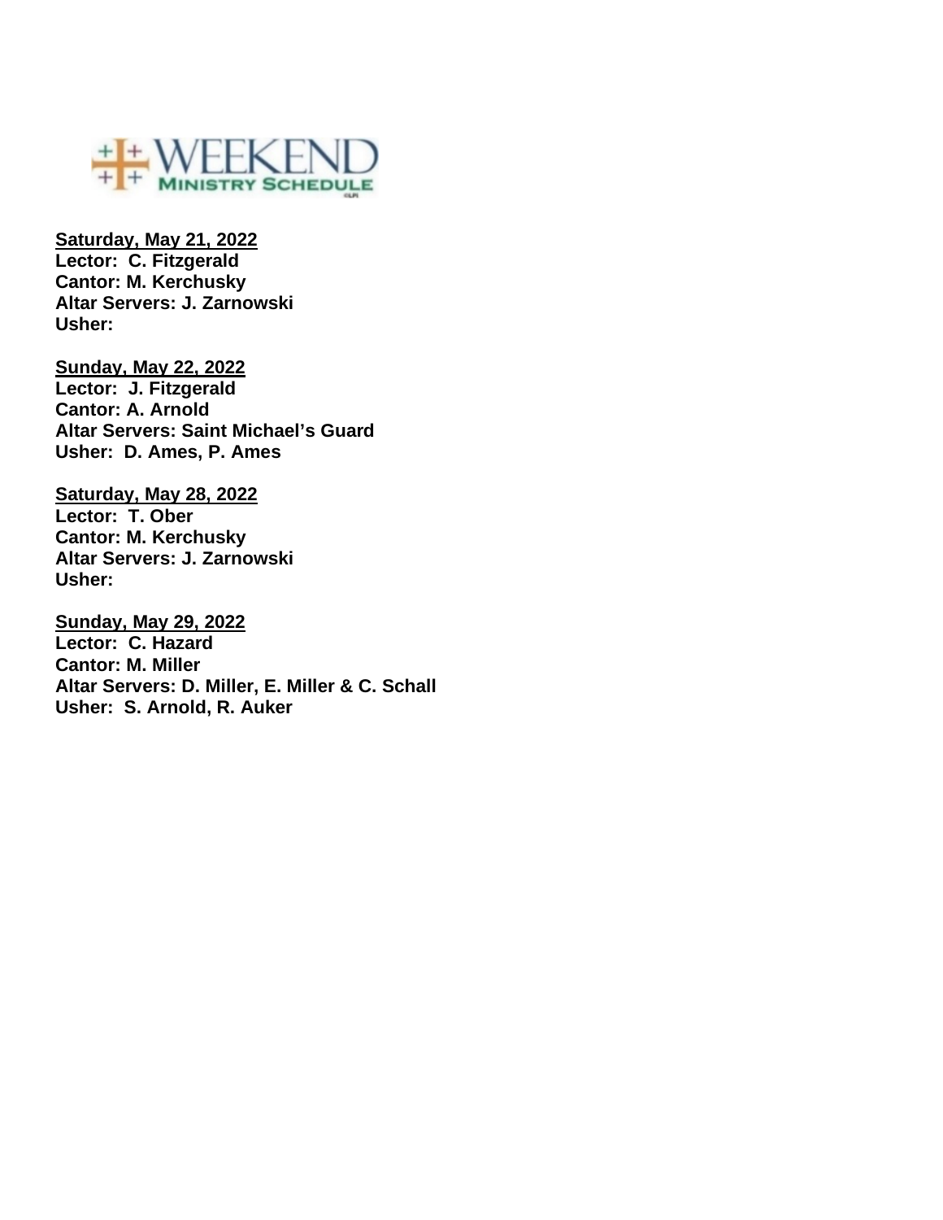# WEEKEND MINISTRY SCHEDULE

**Saturday, May 21, 2022**
**Lector: C. Fitzgerald**
**Cantor: M. Kerchusky**
**Altar Servers: J. Zarnowski**
**Usher:**

**Sunday, May 22, 2022**
**Lector: J. Fitzgerald**
**Cantor: A. Arnold**
**Altar Servers: Saint Michael's Guard**
**Usher: D. Ames, P. Ames**

**Saturday, May 28, 2022**
**Lector: T. Ober**
**Cantor: M. Kerchusky**
**Altar Servers: J. Zarnowski**
**Usher:**

**Sunday, May 29, 2022**
**Lector: C. Hazard**
**Cantor: M. Miller**
**Altar Servers: D. Miller, E. Miller & C. Schall**
**Usher: S. Arnold, R. Auker**